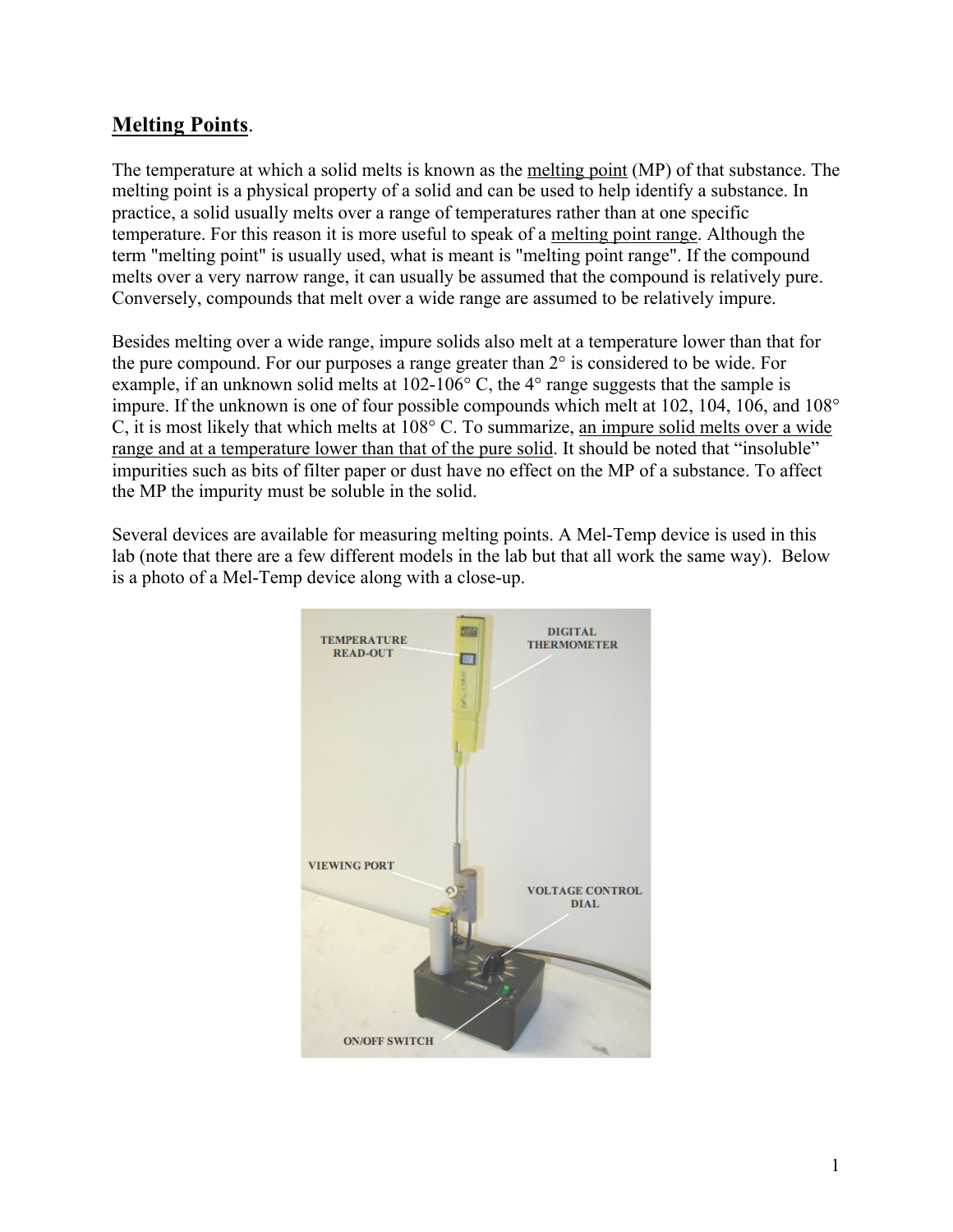## Melting Points.

The temperature at which a solid melts is known as the melting point (MP) of that substance. The melting point is a physical property of a solid and can be used to help identify a substance. In practice, a solid usually melts over a range of temperatures rather than at one specific temperature. For this reason it is more useful to speak of a melting point range. Although the term "melting point" is usually used, what is meant is "melting point range". If the compound melts over a very narrow range, it can usually be assumed that the compound is relatively pure. Conversely, compounds that melt over a wide range are assumed to be relatively impure.

Besides melting over a wide range, impure solids also melt at a temperature lower than that for the pure compound. For our purposes a range greater than 2° is considered to be wide. For example, if an unknown solid melts at 102-106° C, the 4° range suggests that the sample is impure. If the unknown is one of four possible compounds which melt at 102, 104, 106, and 108° C, it is most likely that which melts at 108° C. To summarize, an impure solid melts over a wide range and at a temperature lower than that of the pure solid. It should be noted that "insoluble" impurities such as bits of filter paper or dust have no effect on the MP of a substance. To affect the MP the impurity must be soluble in the solid.

Several devices are available for measuring melting points. A Mel-Temp device is used in this lab (note that there are a few different models in the lab but that all work the same way). Below is a photo of a Mel-Temp device along with a close-up.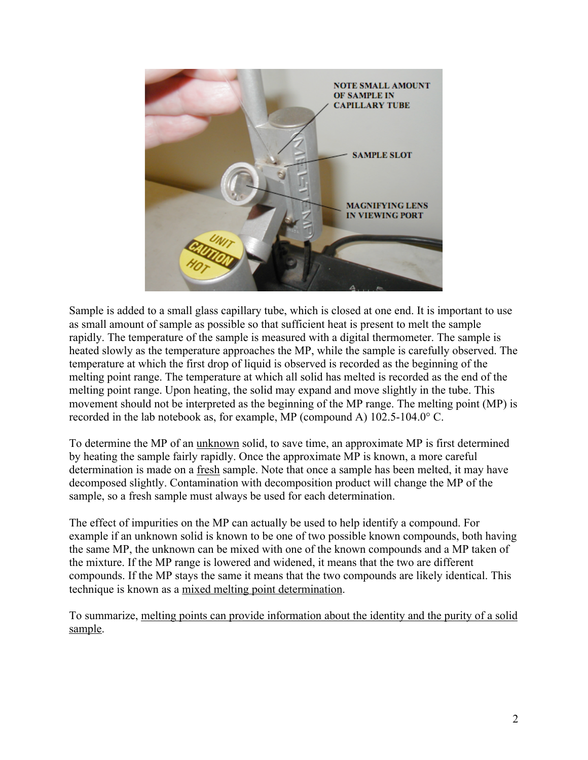Sample is added to a small glass capillary tube, which is closed at one end. It is important to use as small amount of sample as possible so that sufficient heat is present to melt the sample rapidly. The temperature of the sample is measured with a digital thermometer. The sample is heated slowly as the temperature approaches the MP, while the sample is carefully observed. The temperature at which the first drop of liquid is observed is recorded as the beginning of the melting point range. The temperature at which all solid has melted is recorded as the end of the melting point range. Upon heating, the solid may expand and move slightly in the tube. This movement should not be interpreted as the beginning of the MP range. The melting point (MP) is recorded in the lab notebook as, for example, MP (compound A) 102.5-104.0° C.

To determine the MP of an unknown solid, to save time, an approximate MP is first determined by heating the sample fairly rapidly. Once the approximate MP is known, a more careful determination is made on a fresh sample. Note that once a sample has been melted, it may have decomposed slightly. Contamination with decomposition product will change the MP of the sample, so a fresh sample must always be used for each determination.

The effect of impurities on the MP can actually be used to help identify a compound. For example if an unknown solid is known to be one of two possible known compounds, both having the same MP, the unknown can be mixed with one of the known compounds and a MP taken of the mixture. If the MP range is lowered and widened, it means that the two are different compounds. If the MP stays the same it means that the two compounds are likely identical. This technique is known as a mixed melting point determination.

To summarize, melting points can provide information about the identity and the purity of a solid sample.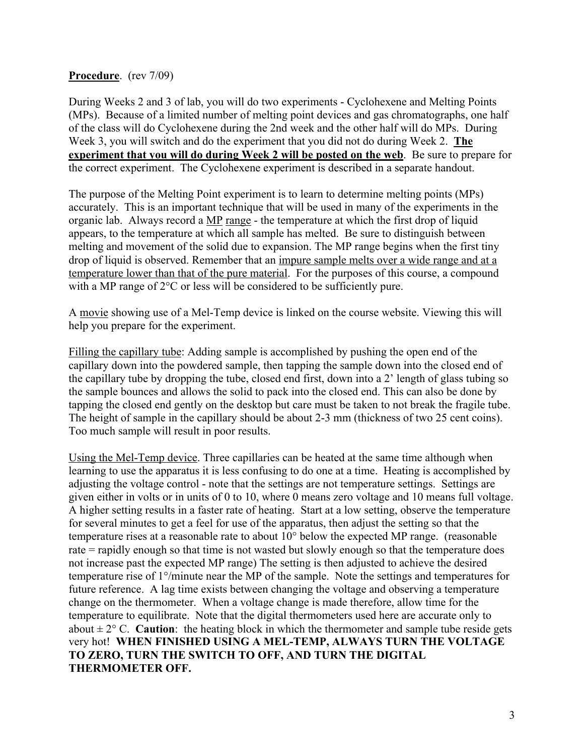**Procedure**. (rev 7/09)

During Weeks 2 and 3 of lab, you will do two experiments - Cyclohexene and Melting Points (MPs). Because of a limited number of melting point devices and gas chromatographs, one half of the class will do Cyclohexene during the 2nd week and the other half will do MPs. During Week 3, you will switch and do the experiment that you did not do during Week 2. **The experiment that you will do during Week 2 will be posted on the web**. Be sure to prepare for the correct experiment. The Cyclohexene experiment is described in a separate handout.

The purpose of the Melting Point experiment is to learn to determine melting points (MPs) accurately. This is an important technique that will be used in many of the experiments in the organic lab. Always record a MP range - the temperature at which the first drop of liquid appears, to the temperature at which all sample has melted. Be sure to distinguish between melting and movement of the solid due to expansion. The MP range begins when the first tiny drop of liquid is observed. Remember that an impure sample melts over a wide range and at a temperature lower than that of the pure material. For the purposes of this course, a compound with a MP range of 2°C or less will be considered to be sufficiently pure.

A movie showing use of a Mel-Temp device is linked on the course website. Viewing this will help you prepare for the experiment.

Filling the capillary tube: Adding sample is accomplished by pushing the open end of the capillary down into the powdered sample, then tapping the sample down into the closed end of the capillary tube by dropping the tube, closed end first, down into a 2' length of glass tubing so the sample bounces and allows the solid to pack into the closed end. This can also be done by tapping the closed end gently on the desktop but care must be taken to not break the fragile tube. The height of sample in the capillary should be about 2-3 mm (thickness of two 25 cent coins). Too much sample will result in poor results.

Using the Mel-Temp device. Three capillaries can be heated at the same time although when learning to use the apparatus it is less confusing to do one at a time. Heating is accomplished by adjusting the voltage control - note that the settings are not temperature settings. Settings are given either in volts or in units of 0 to 10, where 0 means zero voltage and 10 means full voltage. A higher setting results in a faster rate of heating. Start at a low setting, observe the temperature for several minutes to get a feel for use of the apparatus, then adjust the setting so that the temperature rises at a reasonable rate to about 10° below the expected MP range. (reasonable rate = rapidly enough so that time is not wasted but slowly enough so that the temperature does not increase past the expected MP range) The setting is then adjusted to achieve the desired temperature rise of 1°/minute near the MP of the sample. Note the settings and temperatures for future reference. A lag time exists between changing the voltage and observing a temperature change on the thermometer. When a voltage change is made therefore, allow time for the temperature to equilibrate. Note that the digital thermometers used here are accurate only to about ± 2° C. **Caution**: the heating block in which the thermometer and sample tube reside gets very hot! **WHEN FINISHED USING A MEL-TEMP, ALWAYS TURN THE VOLTAGE TO ZERO, TURN THE SWITCH TO OFF, AND TURN THE DIGITAL THERMOMETER OFF.**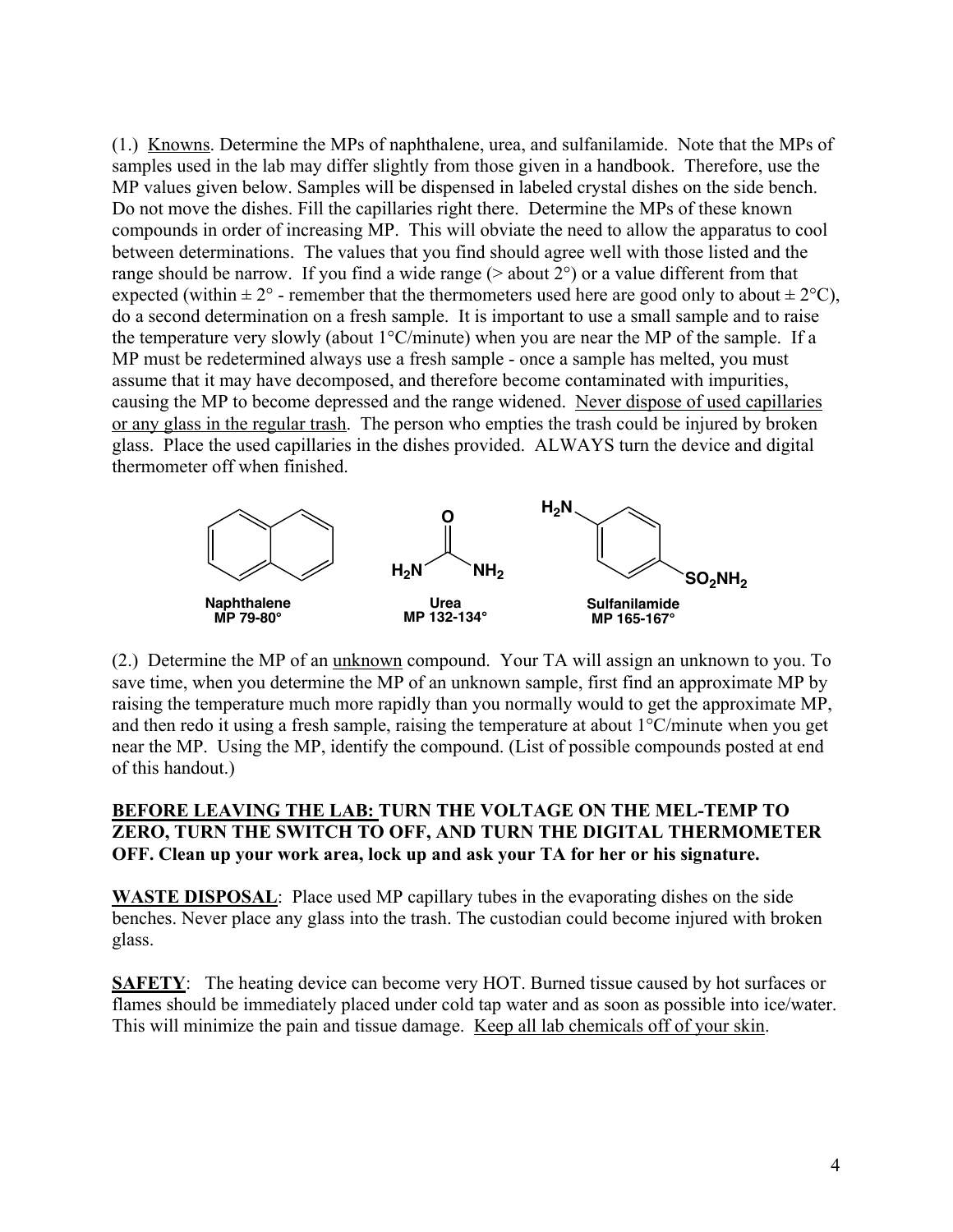(1.) <u>Knowns</u>. Determine the MPs of naphthalene, urea, and sulfanilamide. Note that the MPs of samples used in the lab may differ slightly from those given in a handbook. Therefore, use the MP values given below. Samples will be dispensed in labeled crystal dishes on the side bench. Do not move the dishes. Fill the capillaries right there. Determine the MPs of these known compounds in order of increasing MP. This will obviate the need to allow the apparatus to cool between determinations. The values that you find should agree well with those listed and the range should be narrow. If you find a wide range (> about 2°) or a value different from that expected (within ± 2° - remember that the thermometers used here are good only to about ± 2°C), do a second determination on a fresh sample. It is important to use a small sample and to raise the temperature very slowly (about 1°C/minute) when you are near the MP of the sample. If a MP must be redetermined always use a fresh sample - once a sample has melted, you must assume that it may have decomposed, and therefore become contaminated with impurities, causing the MP to become depressed and the range widened. <u>Never dispose of used capillaries or any glass in the regular trash</u>. The person who empties the trash could be injured by broken glass. Place the used capillaries in the dishes provided. ALWAYS turn the device and digital thermometer off when finished.

**Naphthalene**
**MP 79-80°**

**Urea** ($H_2N$–C(=O)–$NH_2$)
**MP 132-134°**

**Sulfanilamide** ($H_2N$–$C_6H_4$–$SO_2NH_2$)
**MP 165-167°**

(2.) Determine the MP of an <u>unknown</u> compound. Your TA will assign an unknown to you. To save time, when you determine the MP of an unknown sample, first find an approximate MP by raising the temperature much more rapidly than you normally would to get the approximate MP, and then redo it using a fresh sample, raising the temperature at about 1°C/minute when you get near the MP. Using the MP, identify the compound. (List of possible compounds posted at end of this handout.)

**<u>BEFORE LEAVING THE LAB:</u> TURN THE VOLTAGE ON THE MEL-TEMP TO ZERO, TURN THE SWITCH TO OFF, AND TURN THE DIGITAL THERMOMETER OFF. Clean up your work area, lock up and ask your TA for her or his signature.**

**<u>WASTE DISPOSAL</u>**: Place used MP capillary tubes in the evaporating dishes on the side benches. Never place any glass into the trash. The custodian could become injured with broken glass.

**<u>SAFETY</u>**: The heating device can become very HOT. Burned tissue caused by hot surfaces or flames should be immediately placed under cold tap water and as soon as possible into ice/water. This will minimize the pain and tissue damage. <u>Keep all lab chemicals off of your skin</u>.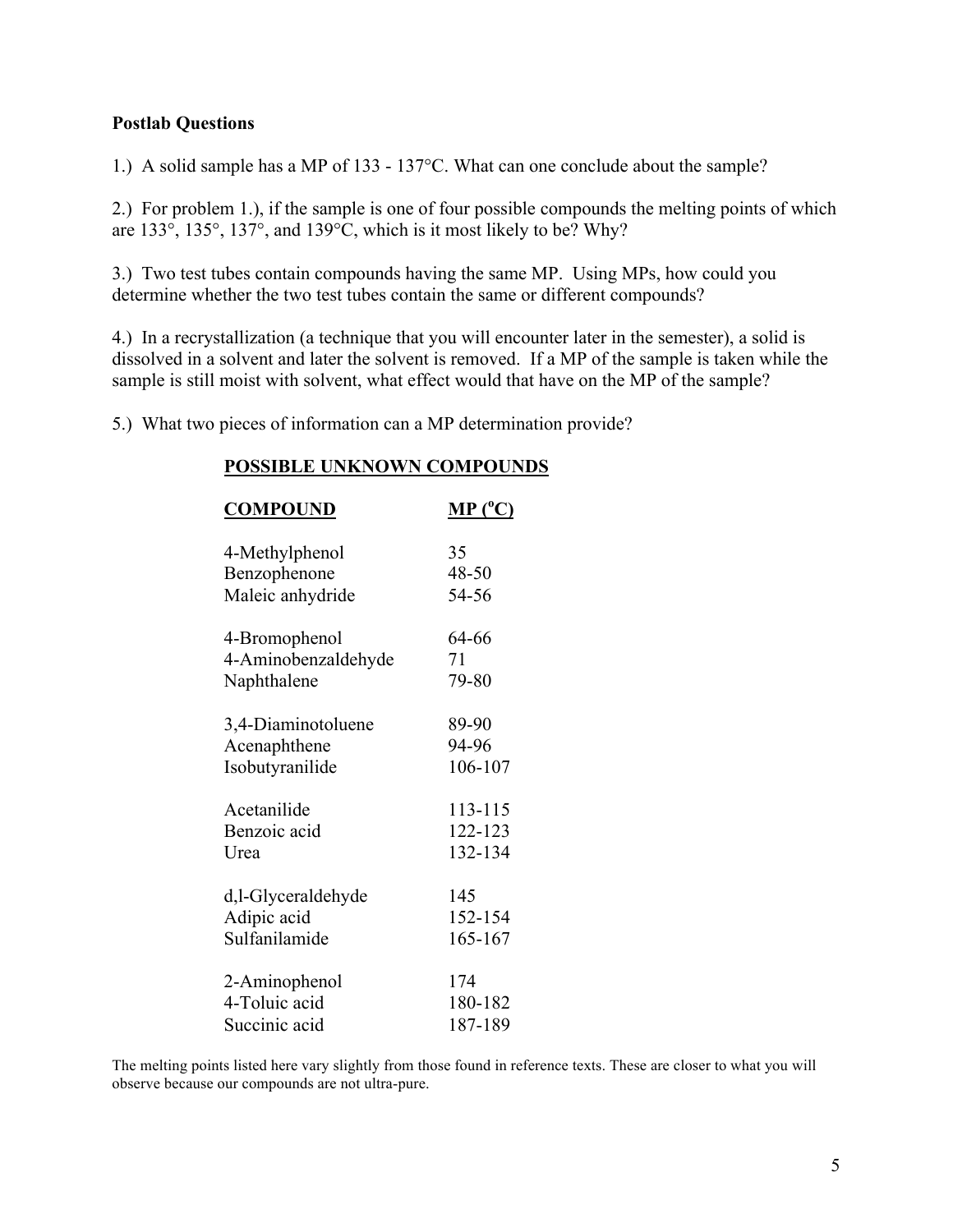**Postlab Questions**

1.) A solid sample has a MP of 133 - 137°C. What can one conclude about the sample?

2.) For problem 1.), if the sample is one of four possible compounds the melting points of which are 133°, 135°, 137°, and 139°C, which is it most likely to be? Why?

3.) Two test tubes contain compounds having the same MP. Using MPs, how could you determine whether the two test tubes contain the same or different compounds?

4.) In a recrystallization (a technique that you will encounter later in the semester), a solid is dissolved in a solvent and later the solvent is removed. If a MP of the sample is taken while the sample is still moist with solvent, what effect would that have on the MP of the sample?

5.) What two pieces of information can a MP determination provide?

**POSSIBLE UNKNOWN COMPOUNDS**

| **COMPOUND** | **MP (°C)** |
|---|---|
| 4-Methylphenol | 35 |
| Benzophenone | 48-50 |
| Maleic anhydride | 54-56 |
| 4-Bromophenol | 64-66 |
| 4-Aminobenzaldehyde | 71 |
| Naphthalene | 79-80 |
| 3,4-Diaminotoluene | 89-90 |
| Acenaphthene | 94-96 |
| Isobutyranilide | 106-107 |
| Acetanilide | 113-115 |
| Benzoic acid | 122-123 |
| Urea | 132-134 |
| d,l-Glyceraldehyde | 145 |
| Adipic acid | 152-154 |
| Sulfanilamide | 165-167 |
| 2-Aminophenol | 174 |
| 4-Toluic acid | 180-182 |
| Succinic acid | 187-189 |

The melting points listed here vary slightly from those found in reference texts. These are closer to what you will observe because our compounds are not ultra-pure.